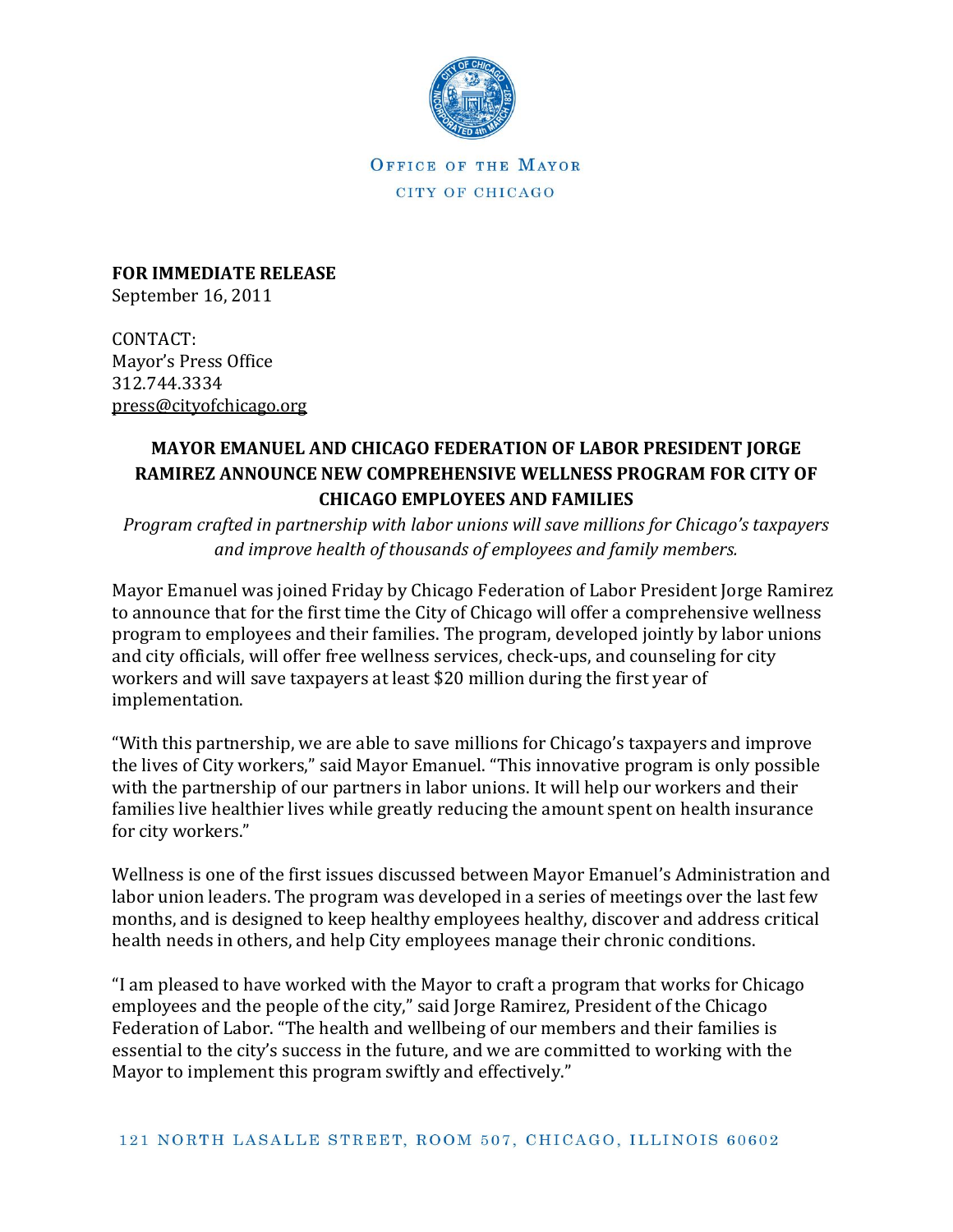OFFICE OF THE MAYOR
CITY OF CHICAGO

**FOR IMMEDIATE RELEASE**
September 16, 2011

CONTACT:
Mayor's Press Office
312.744.3334
press@cityofchicago.org

## MAYOR EMANUEL AND CHICAGO FEDERATION OF LABOR PRESIDENT JORGE RAMIREZ ANNOUNCE NEW COMPREHENSIVE WELLNESS PROGRAM FOR CITY OF CHICAGO EMPLOYEES AND FAMILIES

*Program crafted in partnership with labor unions will save millions for Chicago's taxpayers and improve health of thousands of employees and family members.*

Mayor Emanuel was joined Friday by Chicago Federation of Labor President Jorge Ramirez to announce that for the first time the City of Chicago will offer a comprehensive wellness program to employees and their families. The program, developed jointly by labor unions and city officials, will offer free wellness services, check-ups, and counseling for city workers and will save taxpayers at least $20 million during the first year of implementation.

"With this partnership, we are able to save millions for Chicago's taxpayers and improve the lives of City workers," said Mayor Emanuel. "This innovative program is only possible with the partnership of our partners in labor unions. It will help our workers and their families live healthier lives while greatly reducing the amount spent on health insurance for city workers."

Wellness is one of the first issues discussed between Mayor Emanuel's Administration and labor union leaders. The program was developed in a series of meetings over the last few months, and is designed to keep healthy employees healthy, discover and address critical health needs in others, and help City employees manage their chronic conditions.

"I am pleased to have worked with the Mayor to craft a program that works for Chicago employees and the people of the city," said Jorge Ramirez, President of the Chicago Federation of Labor. "The health and wellbeing of our members and their families is essential to the city's success in the future, and we are committed to working with the Mayor to implement this program swiftly and effectively."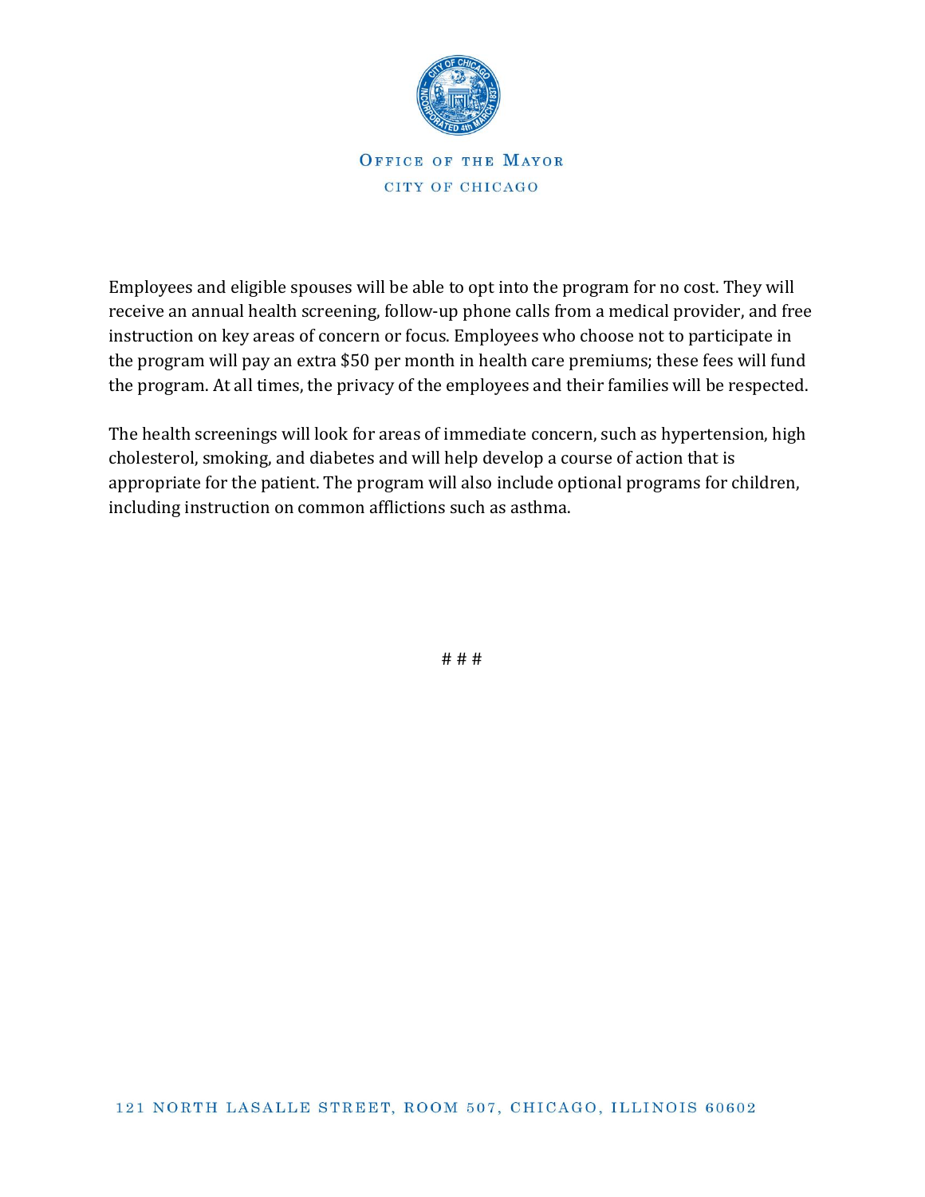Employees and eligible spouses will be able to opt into the program for no cost. They will receive an annual health screening, follow-up phone calls from a medical provider, and free instruction on key areas of concern or focus. Employees who choose not to participate in the program will pay an extra $50 per month in health care premiums; these fees will fund the program. At all times, the privacy of the employees and their families will be respected.

The health screenings will look for areas of immediate concern, such as hypertension, high cholesterol, smoking, and diabetes and will help develop a course of action that is appropriate for the patient. The program will also include optional programs for children, including instruction on common afflictions such as asthma.

# # #